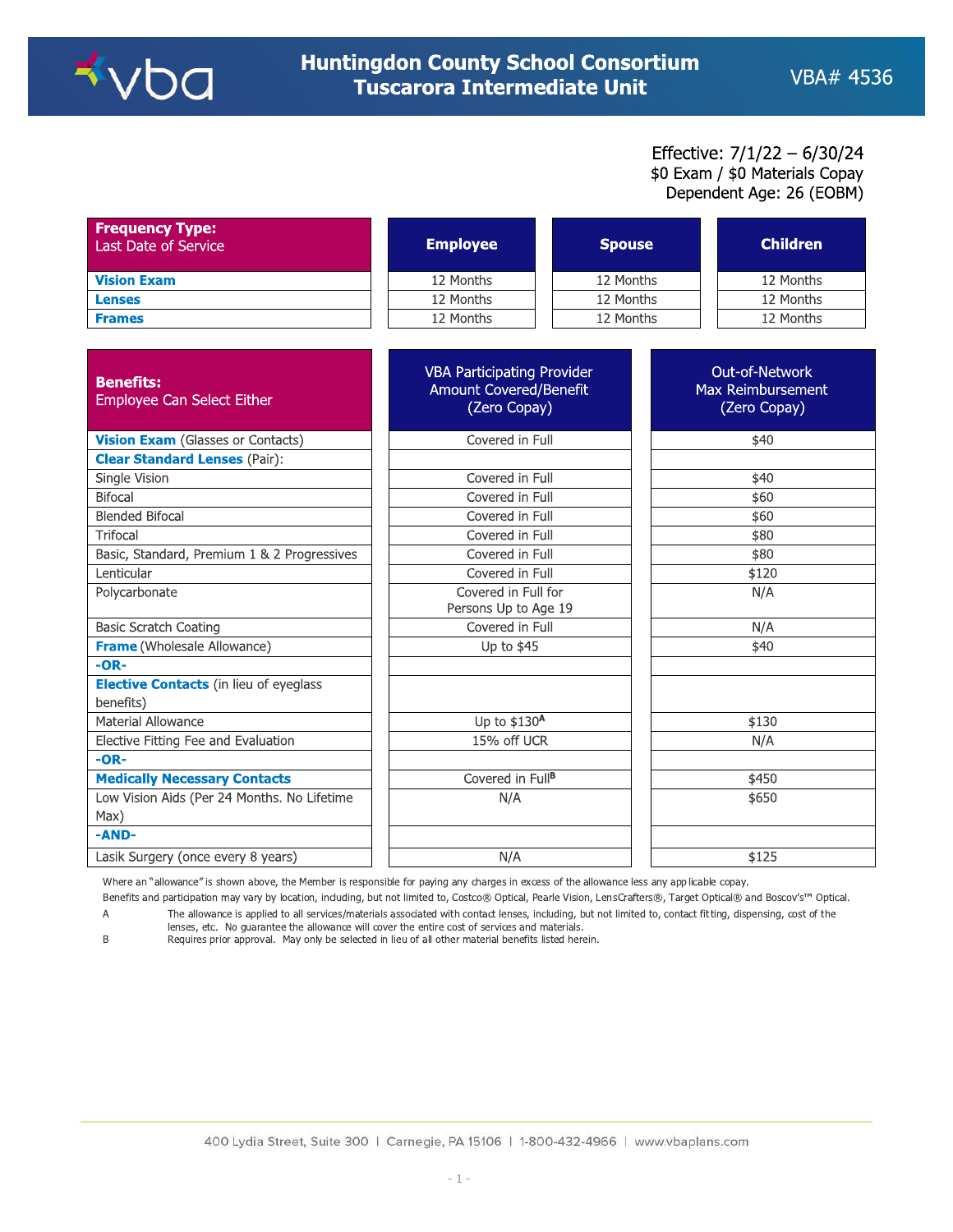# Huntingdon County School Consortium
## Tuscarora Intermediate Unit

VBA# 4536

Effective: 7/1/22 – 6/30/24
$0 Exam / $0 Materials Copay
Dependent Age: 26 (EOBM)

| **Frequency Type:** Last Date of Service | **Employee** | **Spouse** | **Children** |
|---|---|---|---|
| **Vision Exam** | 12 Months | 12 Months | 12 Months |
| **Lenses** | 12 Months | 12 Months | 12 Months |
| **Frames** | 12 Months | 12 Months | 12 Months |

| **Benefits:** Employee Can Select Either | VBA Participating Provider Amount Covered/Benefit (Zero Copay) | Out-of-Network Max Reimbursement (Zero Copay) |
|---|---|---|
| **Vision Exam** (Glasses or Contacts) | Covered in Full | $40 |
| **Clear Standard Lenses** (Pair): | | |
| Single Vision | Covered in Full | $40 |
| Bifocal | Covered in Full | $60 |
| Blended Bifocal | Covered in Full | $60 |
| Trifocal | Covered in Full | $80 |
| Basic, Standard, Premium 1 & 2 Progressives | Covered in Full | $80 |
| Lenticular | Covered in Full | $120 |
| Polycarbonate | Covered in Full for Persons Up to Age 19 | N/A |
| Basic Scratch Coating | Covered in Full | N/A |
| **Frame** (Wholesale Allowance) | Up to $45 | $40 |
| **-OR-** | | |
| **Elective Contacts** (in lieu of eyeglass benefits) | | |
| Material Allowance | Up to $130[A] | $130 |
| Elective Fitting Fee and Evaluation | 15% off UCR | N/A |
| **-OR-** | | |
| **Medically Necessary Contacts** | Covered in Full[B] | $450 |
| Low Vision Aids (Per 24 Months. No Lifetime Max) | N/A | $650 |
| **-AND-** | | |
| Lasik Surgery (once every 8 years) | N/A | $125 |

Where an "allowance" is shown above, the Member is responsible for paying any charges in excess of the allowance less any applicable copay.

Benefits and participation may vary by location, including, but not limited to, Costco® Optical, Pearle Vision, LensCrafters®, Target Optical® and Boscov's™ Optical.

A The allowance is applied to all services/materials associated with contact lenses, including, but not limited to, contact fitting, dispensing, cost of the lenses, etc. No guarantee the allowance will cover the entire cost of services and materials.

B Requires prior approval. May only be selected in lieu of all other material benefits listed herein.

400 Lydia Street, Suite 300 | Carnegie, PA 15106 | 1-800-432-4966 | www.vbaplans.com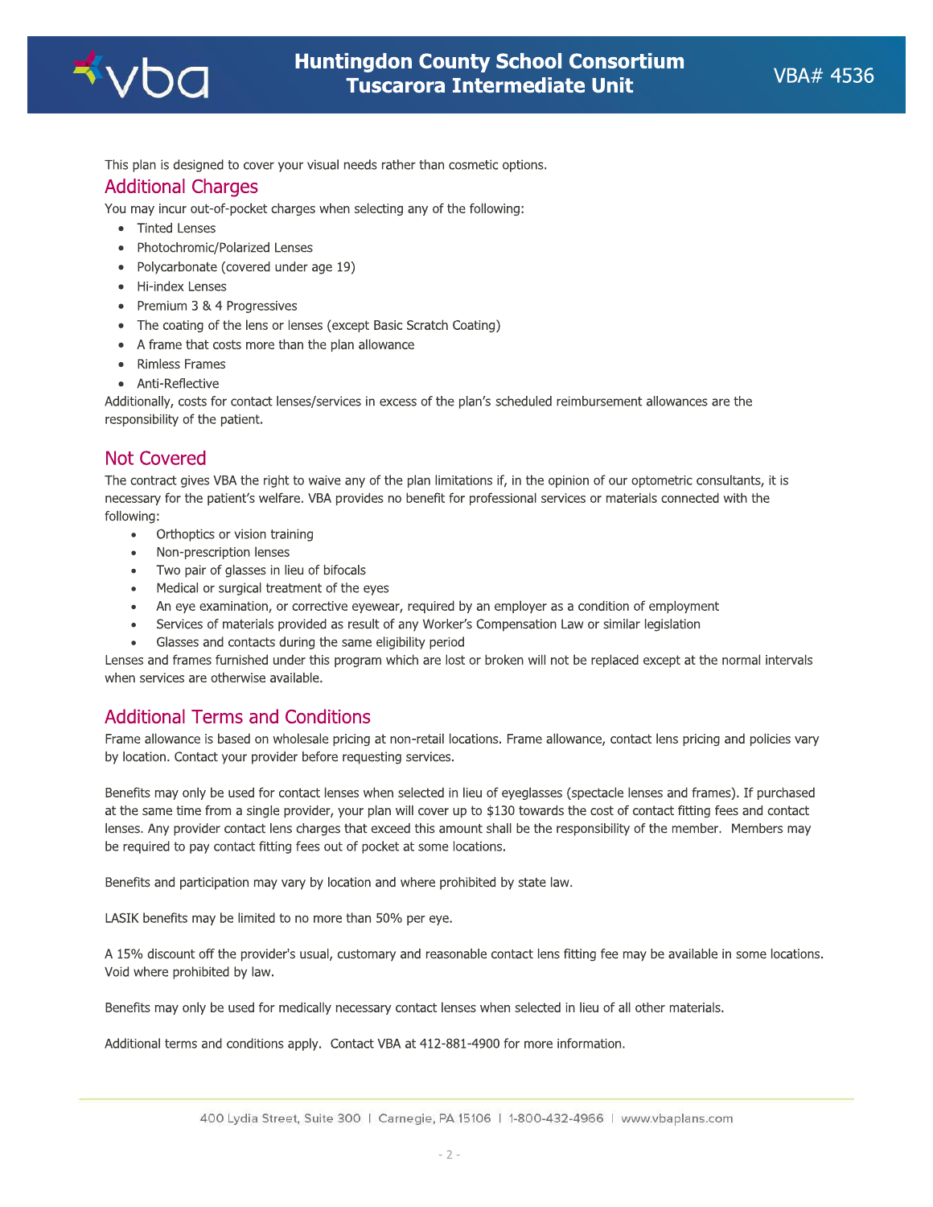This plan is designed to cover your visual needs rather than cosmetic options.

## Additional Charges

You may incur out-of-pocket charges when selecting any of the following:

- Tinted Lenses
- Photochromic/Polarized Lenses
- Polycarbonate (covered under age 19)
- Hi-index Lenses
- Premium 3 & 4 Progressives
- The coating of the lens or lenses (except Basic Scratch Coating)
- A frame that costs more than the plan allowance
- Rimless Frames
- Anti-Reflective

Additionally, costs for contact lenses/services in excess of the plan's scheduled reimbursement allowances are the responsibility of the patient.

## Not Covered

The contract gives VBA the right to waive any of the plan limitations if, in the opinion of our optometric consultants, it is necessary for the patient's welfare. VBA provides no benefit for professional services or materials connected with the following:

- Orthoptics or vision training
- Non-prescription lenses
- Two pair of glasses in lieu of bifocals
- Medical or surgical treatment of the eyes
- An eye examination, or corrective eyewear, required by an employer as a condition of employment
- Services of materials provided as result of any Worker's Compensation Law or similar legislation
- Glasses and contacts during the same eligibility period

Lenses and frames furnished under this program which are lost or broken will not be replaced except at the normal intervals when services are otherwise available.

## Additional Terms and Conditions

Frame allowance is based on wholesale pricing at non-retail locations. Frame allowance, contact lens pricing and policies vary by location. Contact your provider before requesting services.

Benefits may only be used for contact lenses when selected in lieu of eyeglasses (spectacle lenses and frames). If purchased at the same time from a single provider, your plan will cover up to $130 towards the cost of contact fitting fees and contact lenses. Any provider contact lens charges that exceed this amount shall be the responsibility of the member. Members may be required to pay contact fitting fees out of pocket at some locations.

Benefits and participation may vary by location and where prohibited by state law.

LASIK benefits may be limited to no more than 50% per eye.

A 15% discount off the provider's usual, customary and reasonable contact lens fitting fee may be available in some locations. Void where prohibited by law.

Benefits may only be used for medically necessary contact lenses when selected in lieu of all other materials.

Additional terms and conditions apply. Contact VBA at 412-881-4900 for more information.